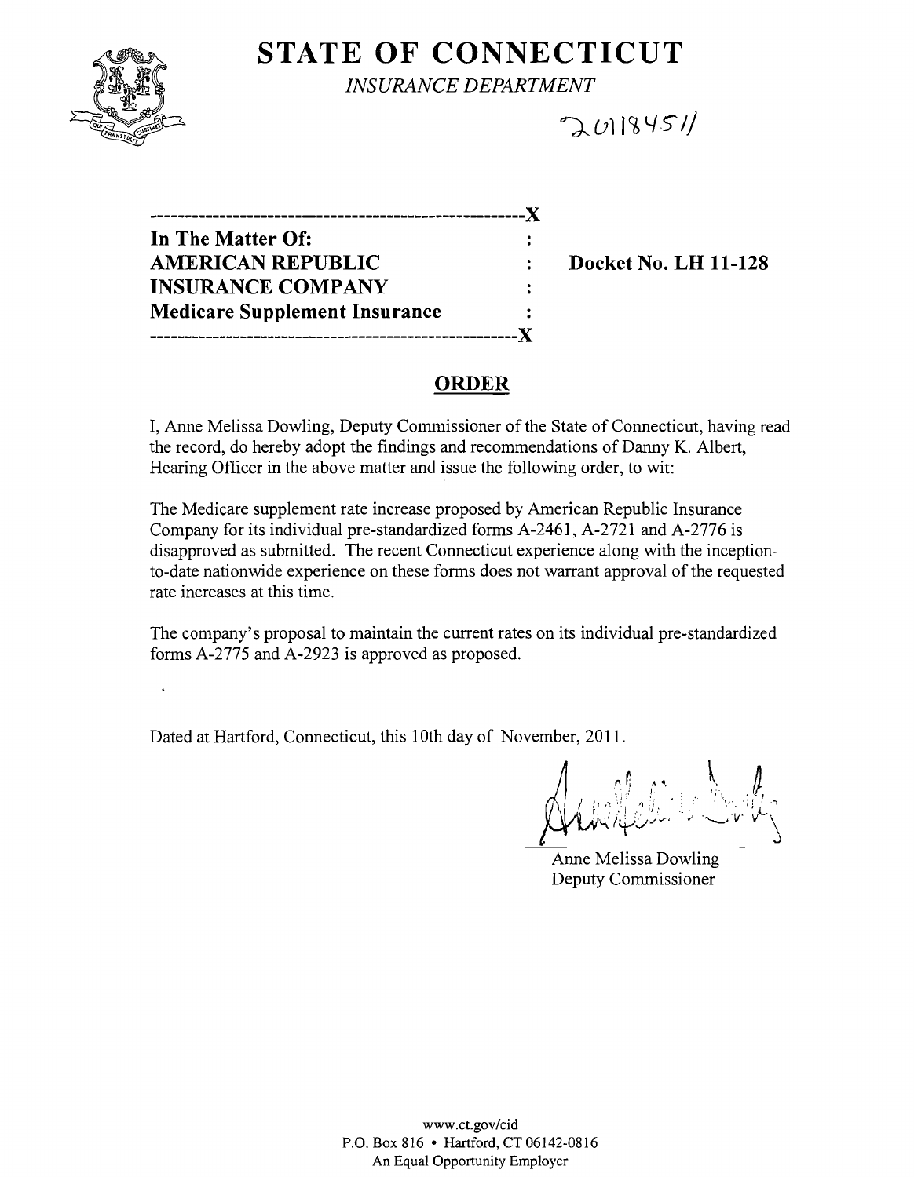# STATE OF CONNECTICUT

*INSURANCE DEPARTMENT*

20118451

| In The Matter Of: | : | |
|---|---|---|
| **AMERICAN REPUBLIC** | : | **Docket No. LH 11-128** |
| **INSURANCE COMPANY** | : | |
| **Medicare Supplement Insurance** | : | |

## ORDER

I, Anne Melissa Dowling, Deputy Commissioner of the State of Connecticut, having read the record, do hereby adopt the findings and recommendations of Danny K. Albert, Hearing Officer in the above matter and issue the following order, to wit:

The Medicare supplement rate increase proposed by American Republic Insurance Company for its individual pre-standardized forms A-2461, A-2721 and A-2776 is disapproved as submitted. The recent Connecticut experience along with the inception-to-date nationwide experience on these forms does not warrant approval of the requested rate increases at this time.

The company's proposal to maintain the current rates on its individual pre-standardized forms A-2775 and A-2923 is approved as proposed.

Dated at Hartford, Connecticut, this 10th day of November, 2011.

Anne Melissa Dowling
Deputy Commissioner

www.ct.gov/cid
P.O. Box 816 • Hartford, CT 06142-0816
An Equal Opportunity Employer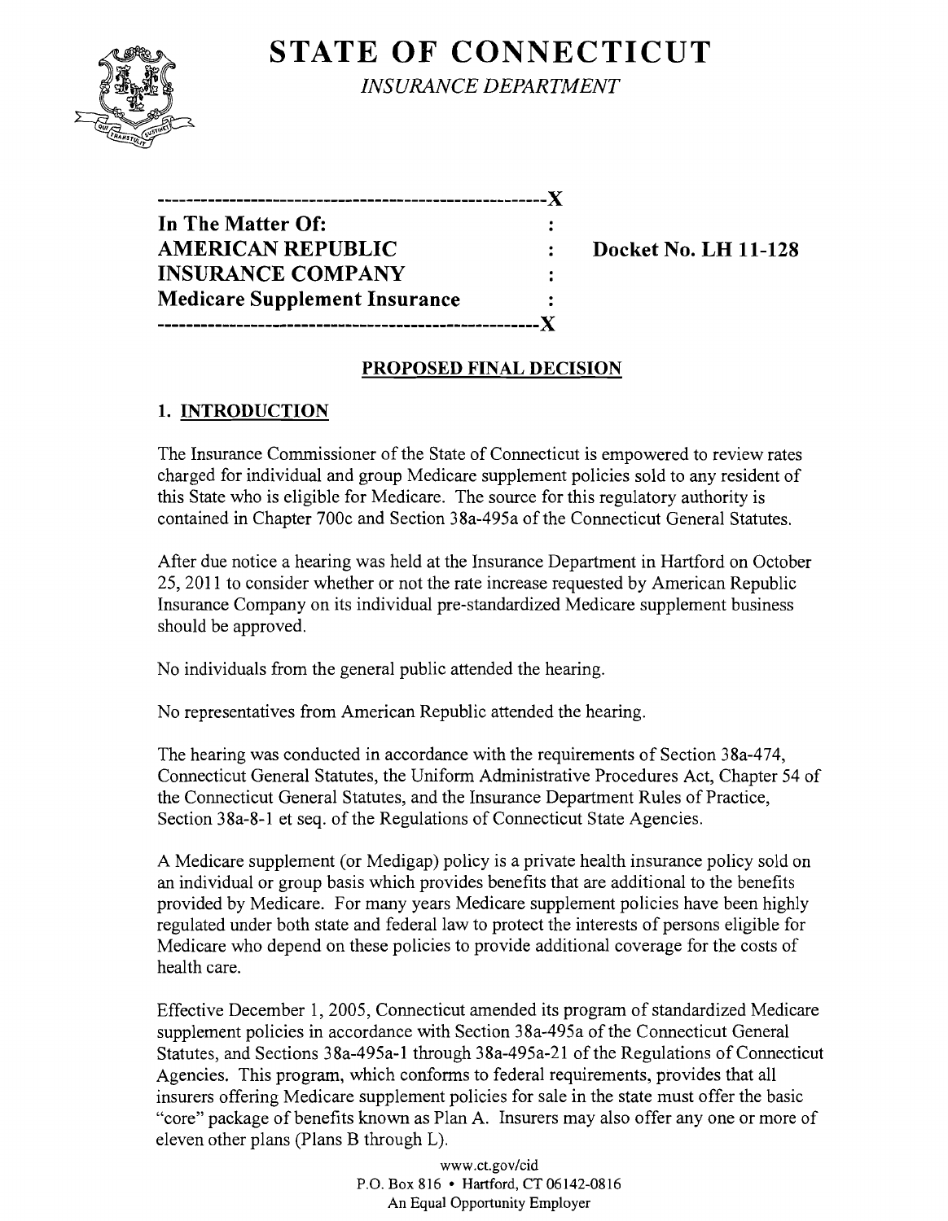# STATE OF CONNECTICUT

*INSURANCE DEPARTMENT*

| | | |
|---|---|---|
| **In The Matter Of:** | : | |
| **AMERICAN REPUBLIC** | : | **Docket No. LH 11-128** |
| **INSURANCE COMPANY** | : | |
| **Medicare Supplement Insurance** | : | |

## PROPOSED FINAL DECISION

### 1. INTRODUCTION

The Insurance Commissioner of the State of Connecticut is empowered to review rates charged for individual and group Medicare supplement policies sold to any resident of this State who is eligible for Medicare. The source for this regulatory authority is contained in Chapter 700c and Section 38a-495a of the Connecticut General Statutes.

After due notice a hearing was held at the Insurance Department in Hartford on October 25, 2011 to consider whether or not the rate increase requested by American Republic Insurance Company on its individual pre-standardized Medicare supplement business should be approved.

No individuals from the general public attended the hearing.

No representatives from American Republic attended the hearing.

The hearing was conducted in accordance with the requirements of Section 38a-474, Connecticut General Statutes, the Uniform Administrative Procedures Act, Chapter 54 of the Connecticut General Statutes, and the Insurance Department Rules of Practice, Section 38a-8-1 et seq. of the Regulations of Connecticut State Agencies.

A Medicare supplement (or Medigap) policy is a private health insurance policy sold on an individual or group basis which provides benefits that are additional to the benefits provided by Medicare. For many years Medicare supplement policies have been highly regulated under both state and federal law to protect the interests of persons eligible for Medicare who depend on these policies to provide additional coverage for the costs of health care.

Effective December 1, 2005, Connecticut amended its program of standardized Medicare supplement policies in accordance with Section 38a-495a of the Connecticut General Statutes, and Sections 38a-495a-1 through 38a-495a-21 of the Regulations of Connecticut Agencies. This program, which conforms to federal requirements, provides that all insurers offering Medicare supplement policies for sale in the state must offer the basic "core" package of benefits known as Plan A. Insurers may also offer any one or more of eleven other plans (Plans B through L).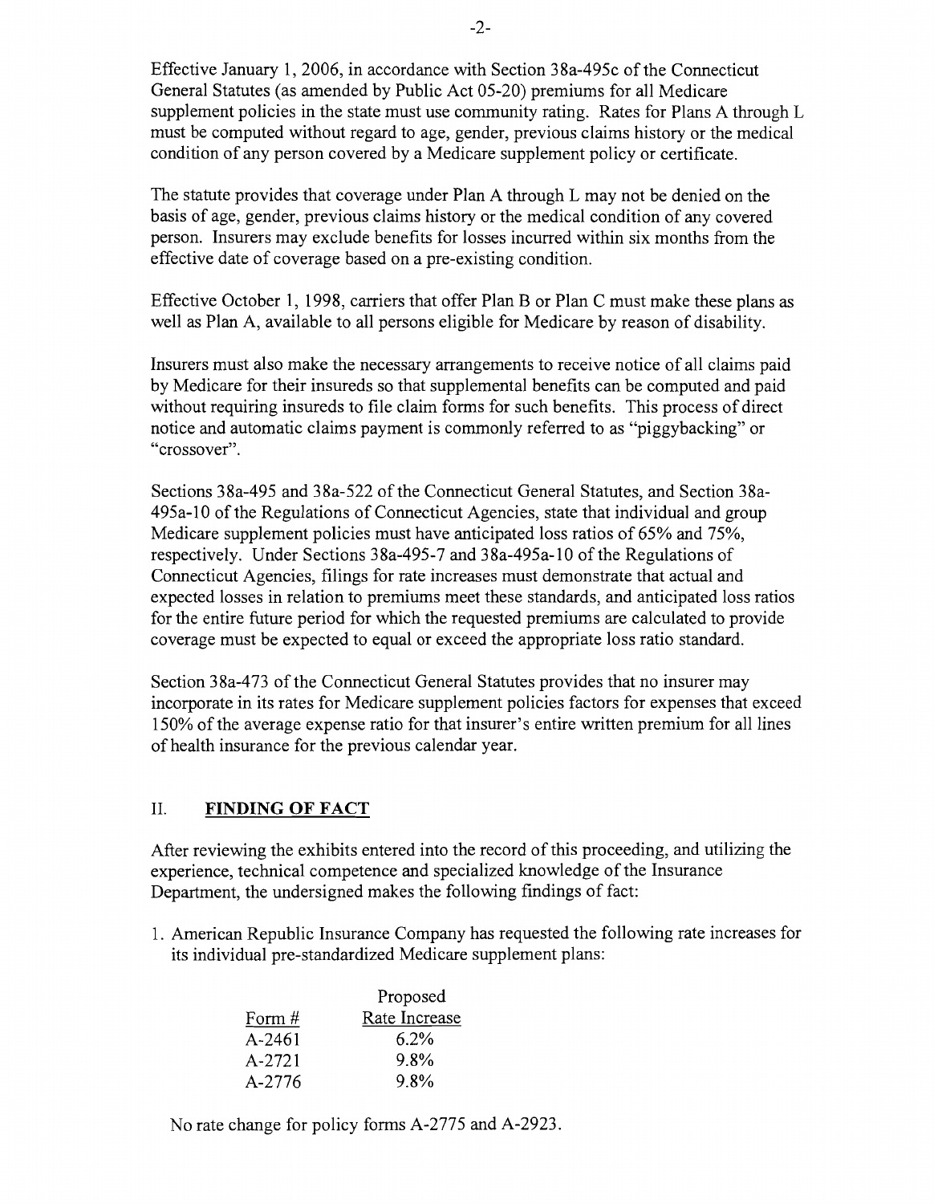Effective January 1, 2006, in accordance with Section 38a-495c of the Connecticut General Statutes (as amended by Public Act 05-20) premiums for all Medicare supplement policies in the state must use community rating. Rates for Plans A through L must be computed without regard to age, gender, previous claims history or the medical condition of any person covered by a Medicare supplement policy or certificate.

The statute provides that coverage under Plan A through L may not be denied on the basis of age, gender, previous claims history or the medical condition of any covered person. Insurers may exclude benefits for losses incurred within six months from the effective date of coverage based on a pre-existing condition.

Effective October 1, 1998, carriers that offer Plan B or Plan C must make these plans as well as Plan A, available to all persons eligible for Medicare by reason of disability.

Insurers must also make the necessary arrangements to receive notice of all claims paid by Medicare for their insureds so that supplemental benefits can be computed and paid without requiring insureds to file claim forms for such benefits. This process of direct notice and automatic claims payment is commonly referred to as "piggybacking" or "crossover".

Sections 38a-495 and 38a-522 of the Connecticut General Statutes, and Section 38a-495a-10 of the Regulations of Connecticut Agencies, state that individual and group Medicare supplement policies must have anticipated loss ratios of 65% and 75%, respectively. Under Sections 38a-495-7 and 38a-495a-10 of the Regulations of Connecticut Agencies, filings for rate increases must demonstrate that actual and expected losses in relation to premiums meet these standards, and anticipated loss ratios for the entire future period for which the requested premiums are calculated to provide coverage must be expected to equal or exceed the appropriate loss ratio standard.

Section 38a-473 of the Connecticut General Statutes provides that no insurer may incorporate in its rates for Medicare supplement policies factors for expenses that exceed 150% of the average expense ratio for that insurer's entire written premium for all lines of health insurance for the previous calendar year.

## II. FINDING OF FACT

After reviewing the exhibits entered into the record of this proceeding, and utilizing the experience, technical competence and specialized knowledge of the Insurance Department, the undersigned makes the following findings of fact:

1. American Republic Insurance Company has requested the following rate increases for its individual pre-standardized Medicare supplement plans:

| Form # | Proposed Rate Increase |
|---|---|
| A-2461 | 6.2% |
| A-2721 | 9.8% |
| A-2776 | 9.8% |

No rate change for policy forms A-2775 and A-2923.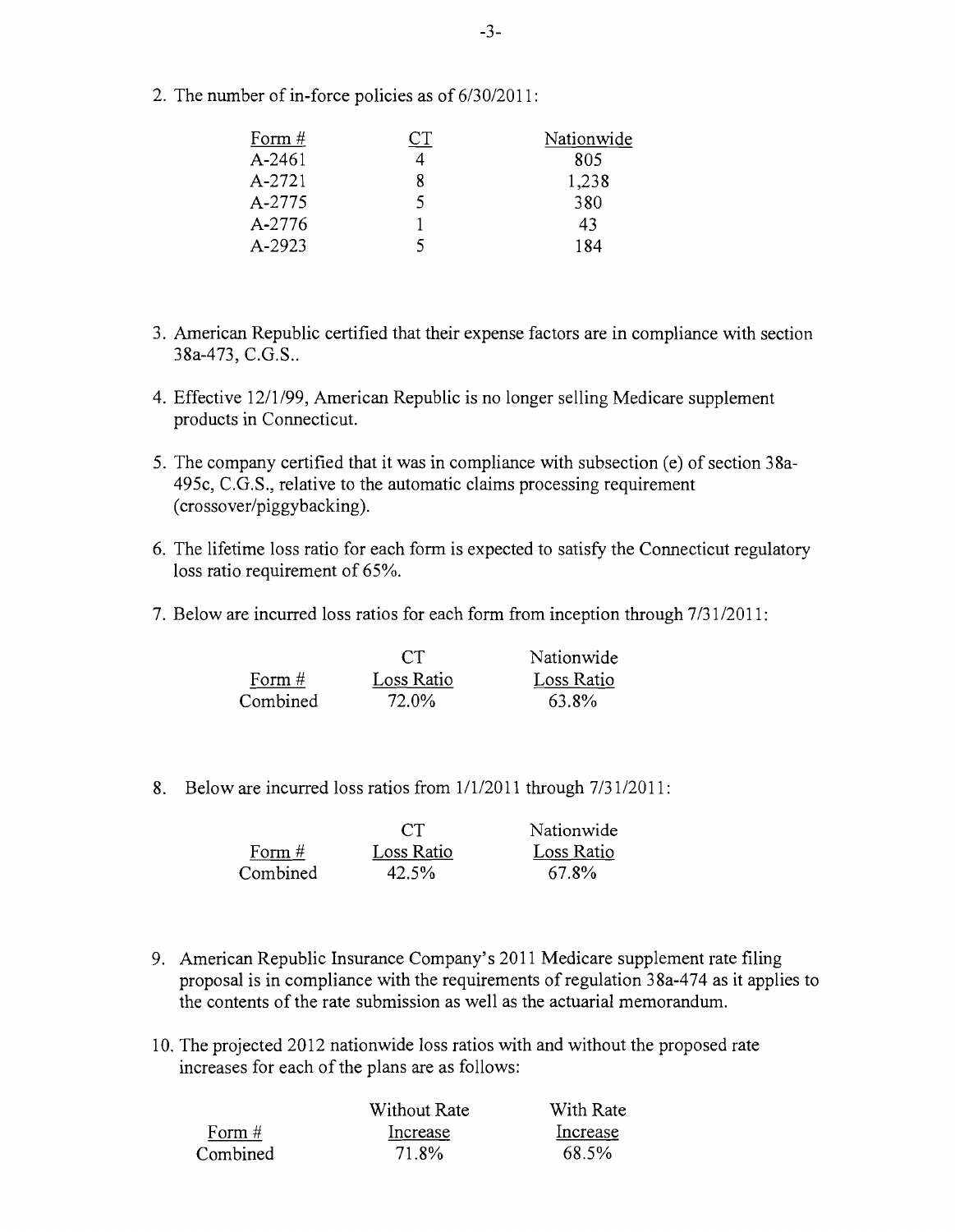2. The number of in-force policies as of 6/30/2011:

| Form # | CT | Nationwide |
|---|---|---|
| A-2461 | 4 | 805 |
| A-2721 | 8 | 1,238 |
| A-2775 | 5 | 380 |
| A-2776 | 1 | 43 |
| A-2923 | 5 | 184 |

3. American Republic certified that their expense factors are in compliance with section 38a-473, C.G.S..

4. Effective 12/1/99, American Republic is no longer selling Medicare supplement products in Connecticut.

5. The company certified that it was in compliance with subsection (e) of section 38a-495c, C.G.S., relative to the automatic claims processing requirement (crossover/piggybacking).

6. The lifetime loss ratio for each form is expected to satisfy the Connecticut regulatory loss ratio requirement of 65%.

7. Below are incurred loss ratios for each form from inception through 7/31/2011:

| Form # | CT Loss Ratio | Nationwide Loss Ratio |
|---|---|---|
| Combined | 72.0% | 63.8% |

8. Below are incurred loss ratios from 1/1/2011 through 7/31/2011:

| Form # | CT Loss Ratio | Nationwide Loss Ratio |
|---|---|---|
| Combined | 42.5% | 67.8% |

9. American Republic Insurance Company's 2011 Medicare supplement rate filing proposal is in compliance with the requirements of regulation 38a-474 as it applies to the contents of the rate submission as well as the actuarial memorandum.

10. The projected 2012 nationwide loss ratios with and without the proposed rate increases for each of the plans are as follows:

| Form # | Without Rate Increase | With Rate Increase |
|---|---|---|
| Combined | 71.8% | 68.5% |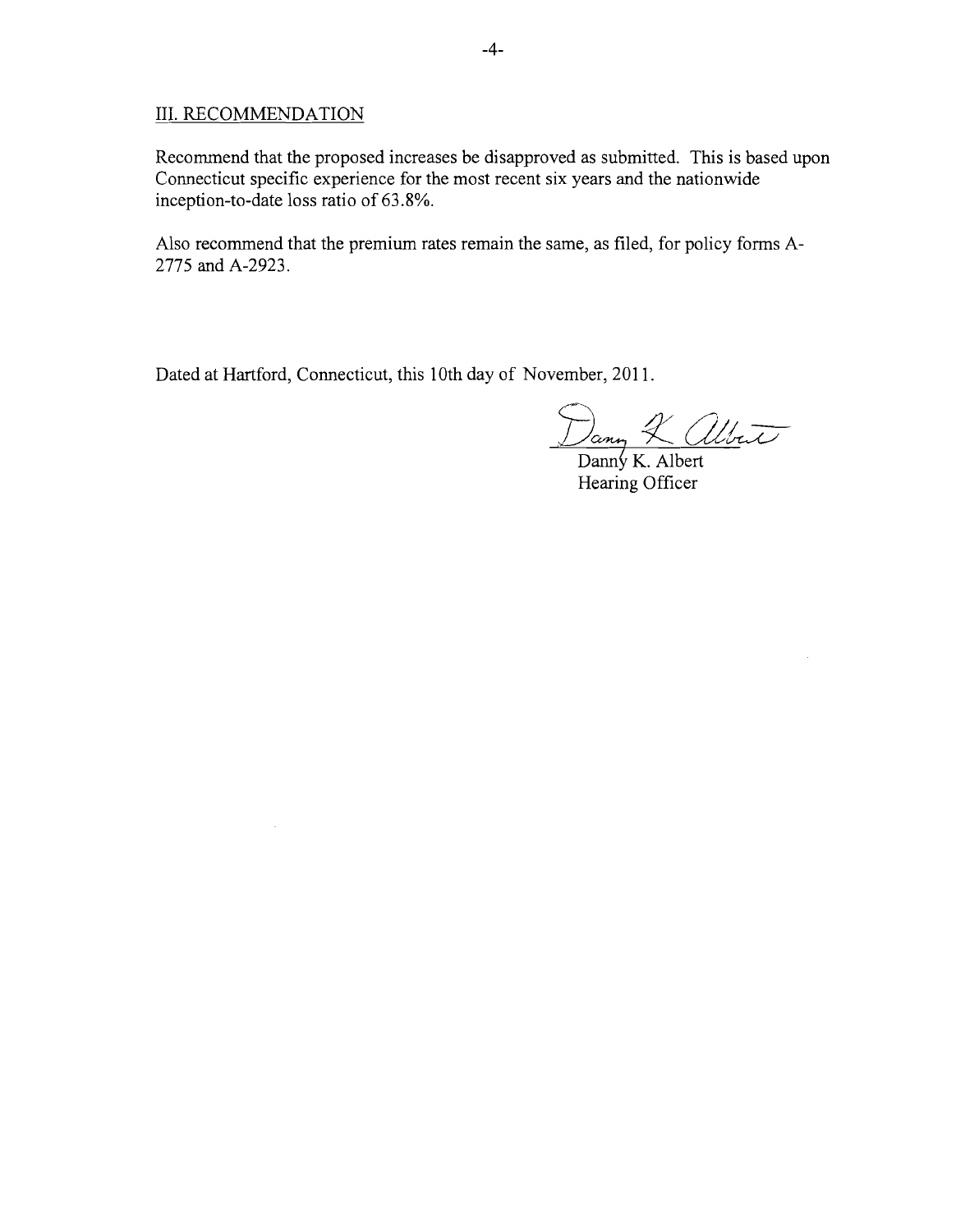## III. RECOMMENDATION

Recommend that the proposed increases be disapproved as submitted. This is based upon Connecticut specific experience for the most recent six years and the nationwide inception-to-date loss ratio of 63.8%.

Also recommend that the premium rates remain the same, as filed, for policy forms A-2775 and A-2923.

Dated at Hartford, Connecticut, this 10th day of November, 2011.

Danny K. Albert
Hearing Officer